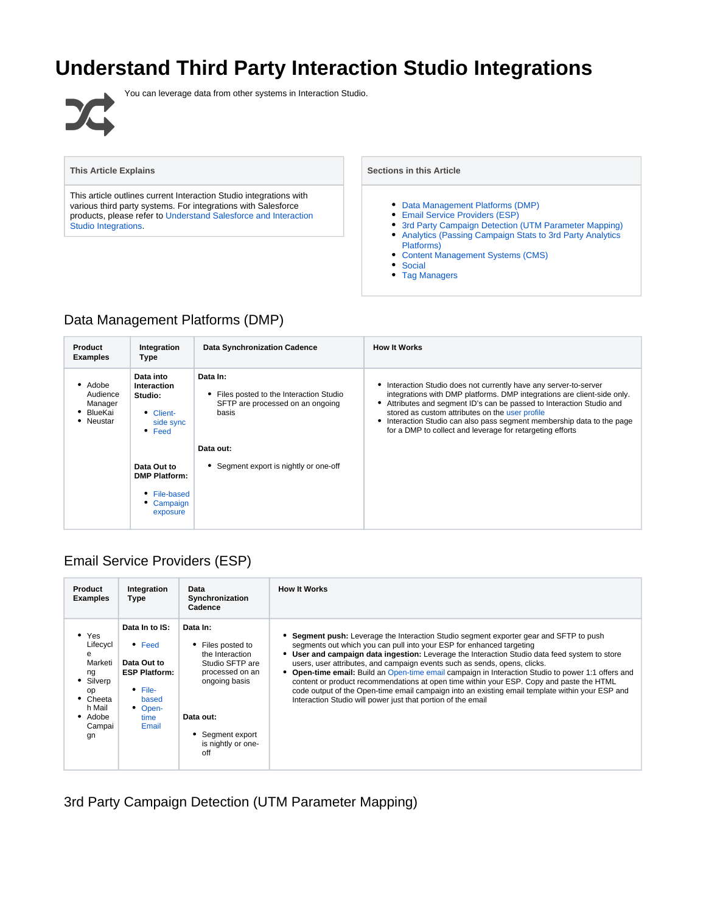# Understand Third Party Interaction Studio Integrations

You can leverage data from other systems in Interaction Studio.

| This Article Explains |
| --- |
| This article outlines current Interaction Studio integrations with various third party systems. For integrations with Salesforce products, please refer to Understand Salesforce and Interaction Studio Integrations. |

| Sections in this Article |
| --- |
| • Data Management Platforms (DMP)<br>• Email Service Providers (ESP)<br>• 3rd Party Campaign Detection (UTM Parameter Mapping)<br>• Analytics (Passing Campaign Stats to 3rd Party Analytics Platforms)<br>• Content Management Systems (CMS)<br>• Social<br>• Tag Managers |

## Data Management Platforms (DMP)

| Product Examples | Integration Type | Data Synchronization Cadence | How It Works |
| --- | --- | --- | --- |
| • Adobe Audience Manager<br>• BlueKai<br>• Neustar | **Data into Interaction Studio:**<br>• Client-side sync<br>• Feed<br><br>**Data Out to DMP Platform:**<br>• File-based<br>• Campaign exposure | **Data In:**<br>• Files posted to the Interaction Studio SFTP are processed on an ongoing basis<br><br>**Data out:**<br>• Segment export is nightly or one-off | • Interaction Studio does not currently have any server-to-server integrations with DMP platforms. DMP integrations are client-side only.<br>• Attributes and segment ID's can be passed to Interaction Studio and stored as custom attributes on the user profile<br>• Interaction Studio can also pass segment membership data to the page for a DMP to collect and leverage for retargeting efforts |

## Email Service Providers (ESP)

| Product Examples | Integration Type | Data Synchronization Cadence | How It Works |
| --- | --- | --- | --- |
| • Yes Lifecycle Marketing<br>• Silverpop<br>• Cheetah Mail<br>• Adobe Campaign | **Data In to IS:**<br>• Feed<br><br>**Data Out to ESP Platform:**<br>• File-based<br>• Open-time Email | **Data In:**<br>• Files posted to the Interaction Studio SFTP are processed on an ongoing basis<br><br>**Data out:**<br>• Segment export is nightly or one-off | • **Segment push:** Leverage the Interaction Studio segment exporter gear and SFTP to push segments out which you can pull into your ESP for enhanced targeting<br>• **User and campaign data ingestion:** Leverage the Interaction Studio data feed system to store users, user attributes, and campaign events such as sends, opens, clicks.<br>• **Open-time email:** Build an Open-time email campaign in Interaction Studio to power 1:1 offers and content or product recommendations at open time within your ESP. Copy and paste the HTML code output of the Open-time email campaign into an existing email template within your ESP and Interaction Studio will power just that portion of the email |

## 3rd Party Campaign Detection (UTM Parameter Mapping)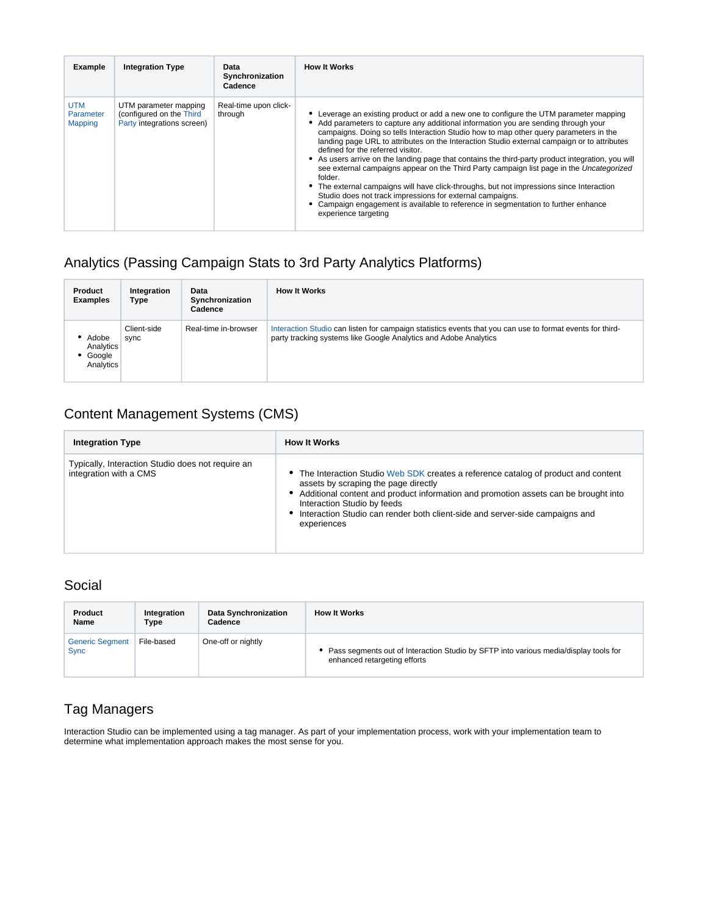| Example | Integration Type | Data Synchronization Cadence | How It Works |
| --- | --- | --- | --- |
| UTM Parameter Mapping | UTM parameter mapping (configured on the Third Party integrations screen) | Real-time upon click-through | • Leverage an existing product or add a new one to configure the UTM parameter mapping<br>• Add parameters to capture any additional information you are sending through your campaigns. Doing so tells Interaction Studio how to map other query parameters in the landing page URL to attributes on the Interaction Studio external campaign or to attributes defined for the referred visitor.<br>• As users arrive on the landing page that contains the third-party product integration, you will see external campaigns appear on the Third Party campaign list page in the *Uncategorized* folder.<br>• The external campaigns will have click-throughs, but not impressions since Interaction Studio does not track impressions for external campaigns.<br>• Campaign engagement is available to reference in segmentation to further enhance experience targeting |

## Analytics (Passing Campaign Stats to 3rd Party Analytics Platforms)

| Product Examples | Integration Type | Data Synchronization Cadence | How It Works |
| --- | --- | --- | --- |
| • Adobe Analytics<br>• Google Analytics | Client-side sync | Real-time in-browser | Interaction Studio can listen for campaign statistics events that you can use to format events for third-party tracking systems like Google Analytics and Adobe Analytics |

## Content Management Systems (CMS)

| Integration Type | How It Works |
| --- | --- |
| Typically, Interaction Studio does not require an integration with a CMS | • The Interaction Studio Web SDK creates a reference catalog of product and content assets by scraping the page directly<br>• Additional content and product information and promotion assets can be brought into Interaction Studio by feeds<br>• Interaction Studio can render both client-side and server-side campaigns and experiences |

## Social

| Product Name | Integration Type | Data Synchronization Cadence | How It Works |
| --- | --- | --- | --- |
| Generic Segment Sync | File-based | One-off or nightly | • Pass segments out of Interaction Studio by SFTP into various media/display tools for enhanced retargeting efforts |

## Tag Managers

Interaction Studio can be implemented using a tag manager. As part of your implementation process, work with your implementation team to determine what implementation approach makes the most sense for you.